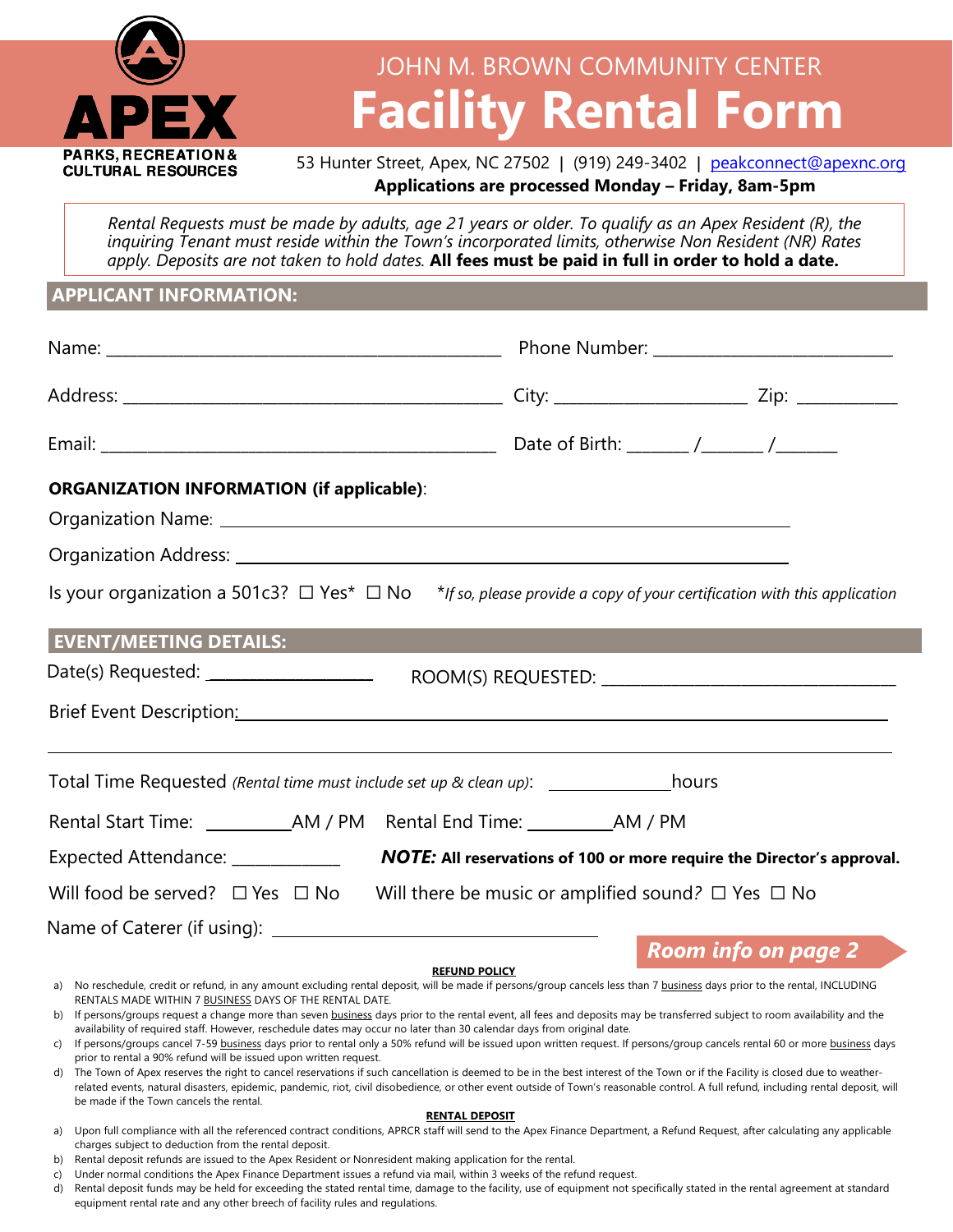APEX
PARKS, RECREATION & CULTURAL RESOURCES

# JOHN M. BROWN COMMUNITY CENTER
# Facility Rental Form

53 Hunter Street, Apex, NC 27502 | (919) 249-3402 | peakconnect@apexnc.org
**Applications are processed Monday – Friday, 8am-5pm**

*Rental Requests must be made by adults, age 21 years or older. To qualify as an Apex Resident (R), the inquiring Tenant must reside within the Town's incorporated limits, otherwise Non Resident (NR) Rates apply. Deposits are not taken to hold dates.* **All fees must be paid in full in order to hold a date.**

## APPLICANT INFORMATION:

Name: ______________________________ Phone Number: ______________________

Address: ______________________________ City: __________________ Zip: __________

Email: ______________________________ Date of Birth: ______ /______ /______

**ORGANIZATION INFORMATION (if applicable)**:

Organization Name: ______________________________

Organization Address: ______________________________

Is your organization a 501c3? ☐ Yes* ☐ No *\*If so, please provide a copy of your certification with this application*

## EVENT/MEETING DETAILS:

Date(s) Requested: ______________ ROOM(S) REQUESTED: ______________________

Brief Event Description: ______________________________

______________________________

Total Time Requested *(Rental time must include set up & clean up)*: ____________ hours

Rental Start Time: ________ AM / PM Rental End Time: ________ AM / PM

Expected Attendance: __________ ***NOTE:*** **All reservations of 100 or more require the Director's approval.**

Will food be served? ☐ Yes ☐ No Will there be music or amplified sound? ☐ Yes ☐ No

Name of Caterer (if using): ______________________________

***Room info on page 2***

### REFUND POLICY

a) No reschedule, credit or refund, in any amount excluding rental deposit, will be made if persons/group cancels less than 7 business days prior to the rental, INCLUDING RENTALS MADE WITHIN 7 BUSINESS DAYS OF THE RENTAL DATE.

b) If persons/groups request a change more than seven business days prior to the rental event, all fees and deposits may be transferred subject to room availability and the availability of required staff. However, reschedule dates may occur no later than 30 calendar days from original date.

c) If persons/groups cancel 7-59 business days prior to rental only a 50% refund will be issued upon written request. If persons/group cancels rental 60 or more business days prior to rental a 90% refund will be issued upon written request.

d) The Town of Apex reserves the right to cancel reservations if such cancellation is deemed to be in the best interest of the Town or if the Facility is closed due to weather-related events, natural disasters, epidemic, pandemic, riot, civil disobedience, or other event outside of Town's reasonable control. A full refund, including rental deposit, will be made if the Town cancels the rental.

### RENTAL DEPOSIT

a) Upon full compliance with all the referenced contract conditions, APRCR staff will send to the Apex Finance Department, a Refund Request, after calculating any applicable charges subject to deduction from the rental deposit.

b) Rental deposit refunds are issued to the Apex Resident or Nonresident making application for the rental.

c) Under normal conditions the Apex Finance Department issues a refund via mail, within 3 weeks of the refund request.

d) Rental deposit funds may be held for exceeding the stated rental time, damage to the facility, use of equipment not specifically stated in the rental agreement at standard equipment rental rate and any other breech of facility rules and regulations.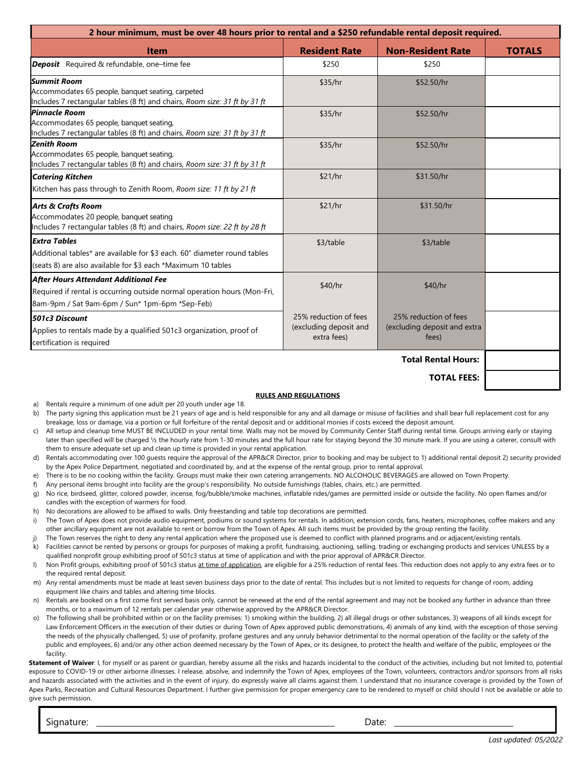| 2 hour minimum, must be over 48 hours prior to rental and a $250 refundable rental deposit required. | | | |
|---|---|---|---|
| **Item** | **Resident Rate** | **Non-Resident Rate** | **TOTALS** |
| ***Deposit*** Required & refundable, one–time fee | $250 | $250 | |
| ***Summit Room*** Accommodates 65 people, banquet seating, carpeted Includes 7 rectangular tables (8 ft) and chairs, *Room size: 31 ft by 31 ft* | $35/hr | $52.50/hr | |
| ***Pinnacle Room*** Accommodates 65 people, banquet seating, Includes 7 rectangular tables (8 ft) and chairs, *Room size: 31 ft by 31 ft* | $35/hr | $52.50/hr | |
| ***Zenith Room*** Accommodates 65 people, banquet seating, Includes 7 rectangular tables (8 ft) and chairs, *Room size: 31 ft by 31 ft* | $35/hr | $52.50/hr | |
| ***Catering Kitchen*** Kitchen has pass through to Zenith Room, *Room size: 11 ft by 21 ft* | $21/hr | $31.50/hr | |
| ***Arts & Crafts Room*** Accommodates 20 people, banquet seating Includes 7 rectangular tables (8 ft) and chairs, *Room size: 22 ft by 28 ft* | $21/hr | $31.50/hr | |
| ***Extra Tables*** Additional tables* are available for $3 each. 60" diameter round tables (seats 8) are also available for $3 each *Maximum 10 tables | $3/table | $3/table | |
| ***After Hours Attendant Additional Fee*** Required if rental is occurring outside normal operation hours (Mon-Fri, 8am-9pm / Sat 9am-6pm / Sun* 1pm-6pm *Sep-Feb) | $40/hr | $40/hr | |
| ***501c3 Discount*** Applies to rentals made by a qualified 501c3 organization, proof of certification is required | 25% reduction of fees (excluding deposit and extra fees) | 25% reduction of fees (excluding deposit and extra fees) | |
| | | **Total Rental Hours:** | |
| | | **TOTAL FEES:** | |

**RULES AND REGULATIONS**

a) Rentals require a minimum of one adult per 20 youth under age 18.

b) The party signing this application must be 21 years of age and is held responsible for any and all damage or misuse of facilities and shall bear full replacement cost for any breakage, loss or damage, via a portion or full forfeiture of the rental deposit and or additional monies if costs exceed the deposit amount.

c) All setup and cleanup time MUST BE INCLUDED in your rental time. Walls may not be moved by Community Center Staff during rental time. Groups arriving early or staying later than specified will be charged ½ the hourly rate from 1-30 minutes and the full hour rate for staying beyond the 30 minute mark. If you are using a caterer, consult with them to ensure adequate set up and clean up time is provided in your rental application.

d) Rentals accommodating over 100 guests require the approval of the APR&CR Director, prior to booking and may be subject to 1) additional rental deposit 2) security provided by the Apex Police Department, negotiated and coordinated by, and at the expense of the rental group, prior to rental approval.

e) There is to be no cooking within the facility. Groups must make their own catering arrangements. NO ALCOHOLIC BEVERAGES are allowed on Town Property.

f) Any personal items brought into facility are the group's responsibility. No outside furnishings (tables, chairs, etc.) are permitted.

g) No rice, birdseed, glitter, colored powder, incense, fog/bubble/smoke machines, inflatable rides/games are permitted inside or outside the facility. No open flames and/or candles with the exception of warmers for food.

h) No decorations are allowed to be affixed to walls. Only freestanding and table top decorations are permitted.

i) The Town of Apex does not provide audio equipment, podiums or sound systems for rentals. In addition, extension cords, fans, heaters, microphones, coffee makers and any other ancillary equipment are not available to rent or borrow from the Town of Apex. All such items must be provided by the group renting the facility.

j) The Town reserves the right to deny any rental application where the proposed use is deemed to conflict with planned programs and or adjacent/existing rentals.

k) Facilities cannot be rented by persons or groups for purposes of making a profit, fundraising, auctioning, selling, trading or exchanging products and services UNLESS by a qualified nonprofit group exhibiting proof of 501c3 status at time of application and with the prior approval of APR&CR Director.

l) Non Profit groups, exhibiting proof of 501c3 status at time of application, are eligible for a 25% reduction of rental fees. This reduction does not apply to any extra fees or to the required rental deposit.

m) Any rental amendments must be made at least seven business days prior to the date of rental. This includes but is not limited to requests for change of room, adding equipment like chairs and tables and altering time blocks.

n) Rentals are booked on a first come first served basis only, cannot be renewed at the end of the rental agreement and may not be booked any further in advance than three months, or to a maximum of 12 rentals per calendar year otherwise approved by the APR&CR Director.

o) The following shall be prohibited within or on the facility premises: 1) smoking within the building, 2) all illegal drugs or other substances, 3) weapons of all kinds except for Law Enforcement Officers in the execution of their duties or during Town of Apex approved public demonstrations, 4) animals of any kind, with the exception of those serving the needs of the physically challenged, 5) use of profanity, profane gestures and any unruly behavior detrimental to the normal operation of the facility or the safety of the public and employees, 6) and/or any other action deemed necessary by the Town of Apex, or its designee, to protect the health and welfare of the public, employees or the facility.

**Statement of Waiver**: I, for myself or as parent or guardian, hereby assume all the risks and hazards incidental to the conduct of the activities, including but not limited to, potential exposure to COVID-19 or other airborne illnesses. I release, absolve, and indemnify the Town of Apex, employees of the Town, volunteers, contractors and/or sponsors from all risks and hazards associated with the activities and in the event of injury, do expressly waive all claims against them. I understand that no insurance coverage is provided by the Town of Apex Parks, Recreation and Cultural Resources Department. I further give permission for proper emergency care to be rendered to myself or child should I not be available or able to give such permission.

Signature: ______________________________ Date: ______________________

*Last updated: 05/2022*